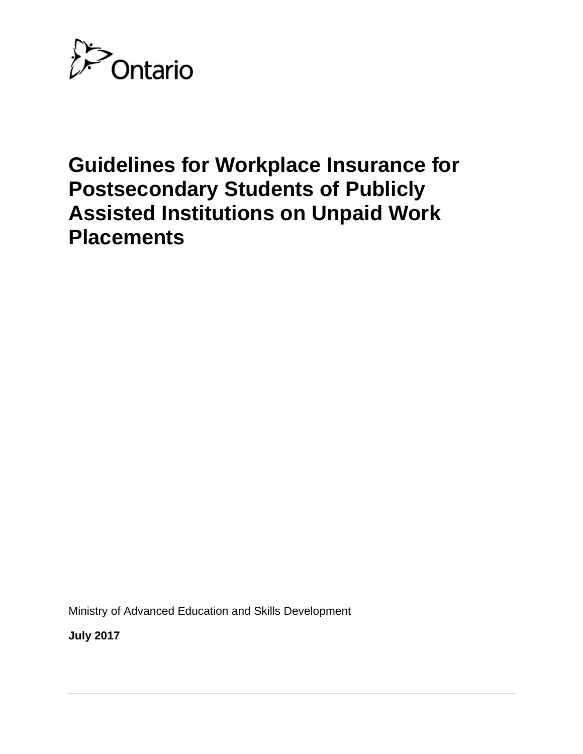Ontario

# Guidelines for Workplace Insurance for Postsecondary Students of Publicly Assisted Institutions on Unpaid Work Placements

Ministry of Advanced Education and Skills Development

**July 2017**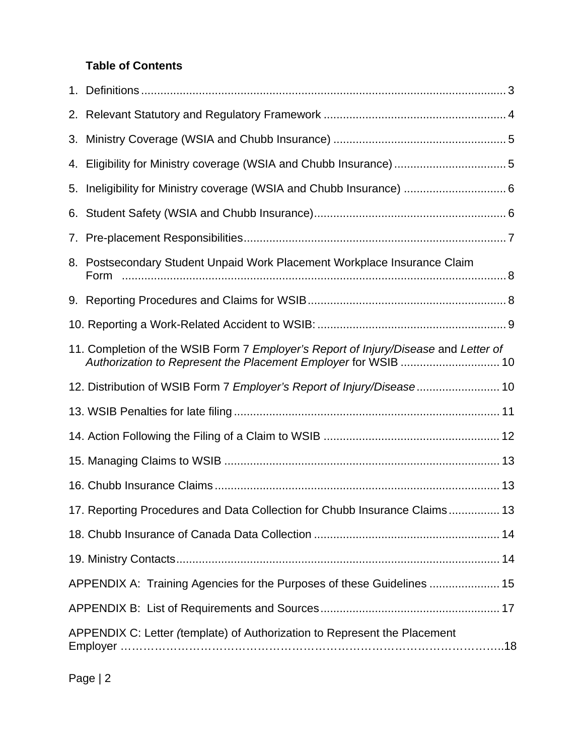**Table of Contents**

1. Definitions ........................................................................................................ 3
2. Relevant Statutory and Regulatory Framework ......................................................... 4
3. Ministry Coverage (WSIA and Chubb Insurance) ...................................................... 5
4. Eligibility for Ministry coverage (WSIA and Chubb Insurance) ................................... 5
5. Ineligibility for Ministry coverage (WSIA and Chubb Insurance) ................................ 6
6. Student Safety (WSIA and Chubb Insurance) ............................................................ 6
7. Pre-placement Responsibilities ................................................................................ 7
8. Postsecondary Student Unpaid Work Placement Workplace Insurance Claim Form ........................................................................................................... 8
9. Reporting Procedures and Claims for WSIB ............................................................. 8
10. Reporting a Work-Related Accident to WSIB: ........................................................... 9
11. Completion of the WSIB Form 7 *Employer's Report of Injury/Disease* and *Letter of Authorization to Represent the Placement Employer* for WSIB ............................... 10
12. Distribution of WSIB Form 7 *Employer's Report of Injury/Disease* .......................... 10
13. WSIB Penalties for late filing .................................................................................. 11
14. Action Following the Filing of a Claim to WSIB ....................................................... 12
15. Managing Claims to WSIB ..................................................................................... 13
16. Chubb Insurance Claims ........................................................................................ 13
17. Reporting Procedures and Data Collection for Chubb Insurance Claims ................ 13
18. Chubb Insurance of Canada Data Collection ......................................................... 14
19. Ministry Contacts .................................................................................................... 14

APPENDIX A: Training Agencies for the Purposes of these Guidelines ...................... 15

APPENDIX B: List of Requirements and Sources ........................................................ 17

APPENDIX C: Letter *(*template) of Authorization to Represent the Placement Employer ……………………………………………………………………………………..18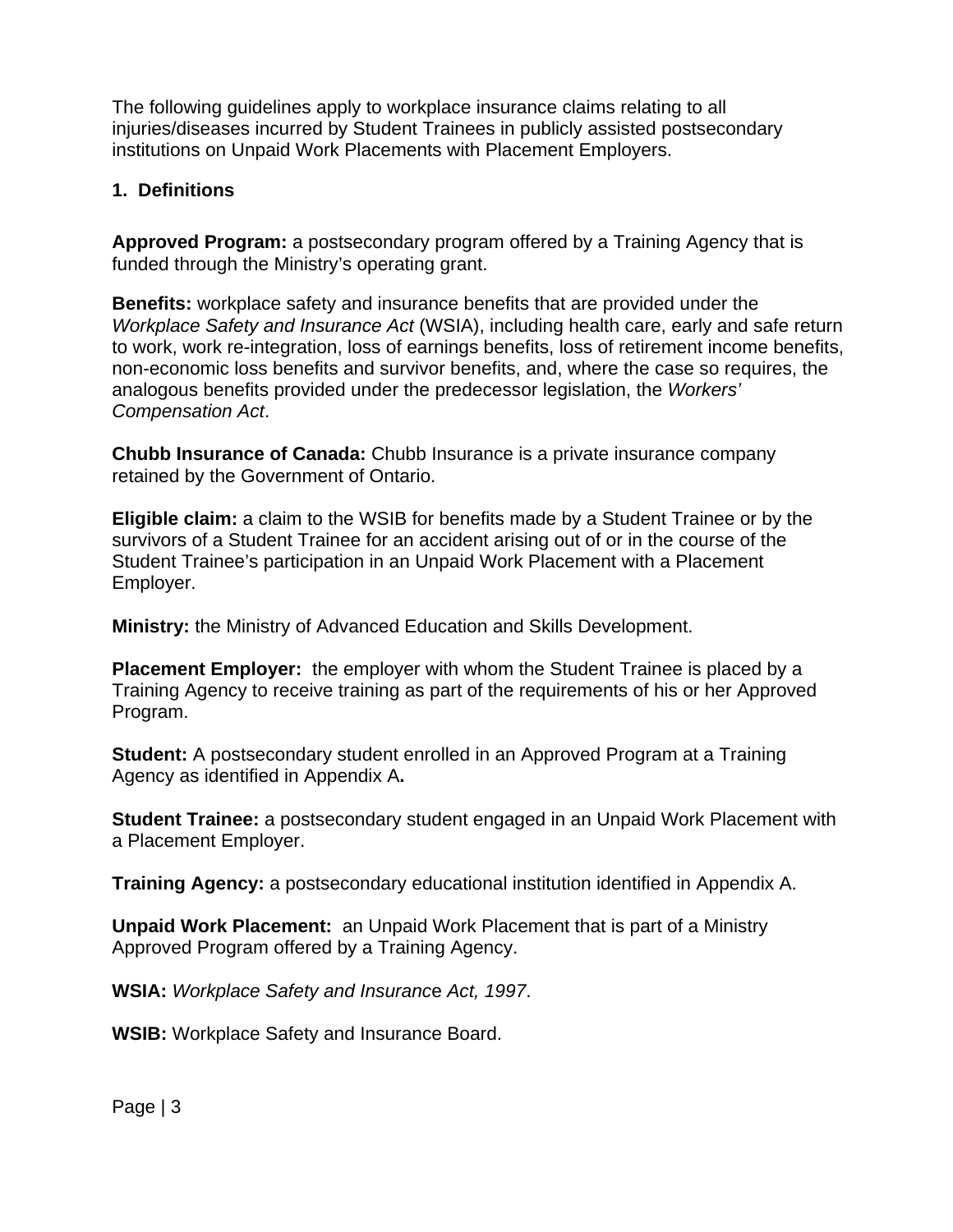The following guidelines apply to workplace insurance claims relating to all injuries/diseases incurred by Student Trainees in publicly assisted postsecondary institutions on Unpaid Work Placements with Placement Employers.

## 1. Definitions

**Approved Program:** a postsecondary program offered by a Training Agency that is funded through the Ministry's operating grant.

**Benefits:** workplace safety and insurance benefits that are provided under the *Workplace Safety and Insurance Act* (WSIA), including health care, early and safe return to work, work re-integration, loss of earnings benefits, loss of retirement income benefits, non-economic loss benefits and survivor benefits, and, where the case so requires, the analogous benefits provided under the predecessor legislation, the *Workers' Compensation Act*.

**Chubb Insurance of Canada:** Chubb Insurance is a private insurance company retained by the Government of Ontario.

**Eligible claim:** a claim to the WSIB for benefits made by a Student Trainee or by the survivors of a Student Trainee for an accident arising out of or in the course of the Student Trainee's participation in an Unpaid Work Placement with a Placement Employer.

**Ministry:** the Ministry of Advanced Education and Skills Development.

**Placement Employer:** the employer with whom the Student Trainee is placed by a Training Agency to receive training as part of the requirements of his or her Approved Program.

**Student:** A postsecondary student enrolled in an Approved Program at a Training Agency as identified in Appendix A**.**

**Student Trainee:** a postsecondary student engaged in an Unpaid Work Placement with a Placement Employer.

**Training Agency:** a postsecondary educational institution identified in Appendix A.

**Unpaid Work Placement:** an Unpaid Work Placement that is part of a Ministry Approved Program offered by a Training Agency.

**WSIA:** *Workplace Safety and Insurance Act, 1997*.

**WSIB:** Workplace Safety and Insurance Board.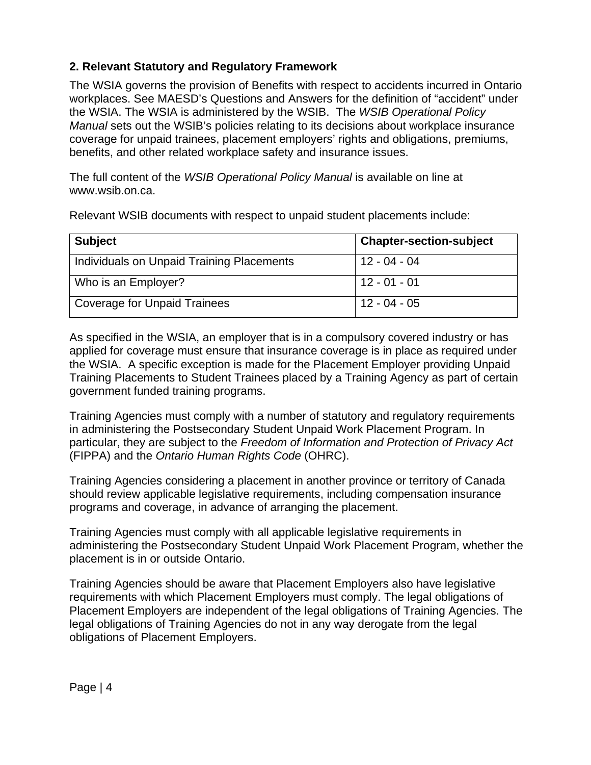## 2. Relevant Statutory and Regulatory Framework

The WSIA governs the provision of Benefits with respect to accidents incurred in Ontario workplaces. See MAESD's Questions and Answers for the definition of "accident" under the WSIA. The WSIA is administered by the WSIB. The *WSIB Operational Policy Manual* sets out the WSIB's policies relating to its decisions about workplace insurance coverage for unpaid trainees, placement employers' rights and obligations, premiums, benefits, and other related workplace safety and insurance issues.

The full content of the *WSIB Operational Policy Manual* is available on line at www.wsib.on.ca.

Relevant WSIB documents with respect to unpaid student placements include:

| Subject | Chapter-section-subject |
|---|---|
| Individuals on Unpaid Training Placements | 12 - 04 - 04 |
| Who is an Employer? | 12 - 01 - 01 |
| Coverage for Unpaid Trainees | 12 - 04 - 05 |

As specified in the WSIA, an employer that is in a compulsory covered industry or has applied for coverage must ensure that insurance coverage is in place as required under the WSIA. A specific exception is made for the Placement Employer providing Unpaid Training Placements to Student Trainees placed by a Training Agency as part of certain government funded training programs.

Training Agencies must comply with a number of statutory and regulatory requirements in administering the Postsecondary Student Unpaid Work Placement Program. In particular, they are subject to the *Freedom of Information and Protection of Privacy Act* (FIPPA) and the *Ontario Human Rights Code* (OHRC).

Training Agencies considering a placement in another province or territory of Canada should review applicable legislative requirements, including compensation insurance programs and coverage, in advance of arranging the placement.

Training Agencies must comply with all applicable legislative requirements in administering the Postsecondary Student Unpaid Work Placement Program, whether the placement is in or outside Ontario.

Training Agencies should be aware that Placement Employers also have legislative requirements with which Placement Employers must comply. The legal obligations of Placement Employers are independent of the legal obligations of Training Agencies. The legal obligations of Training Agencies do not in any way derogate from the legal obligations of Placement Employers.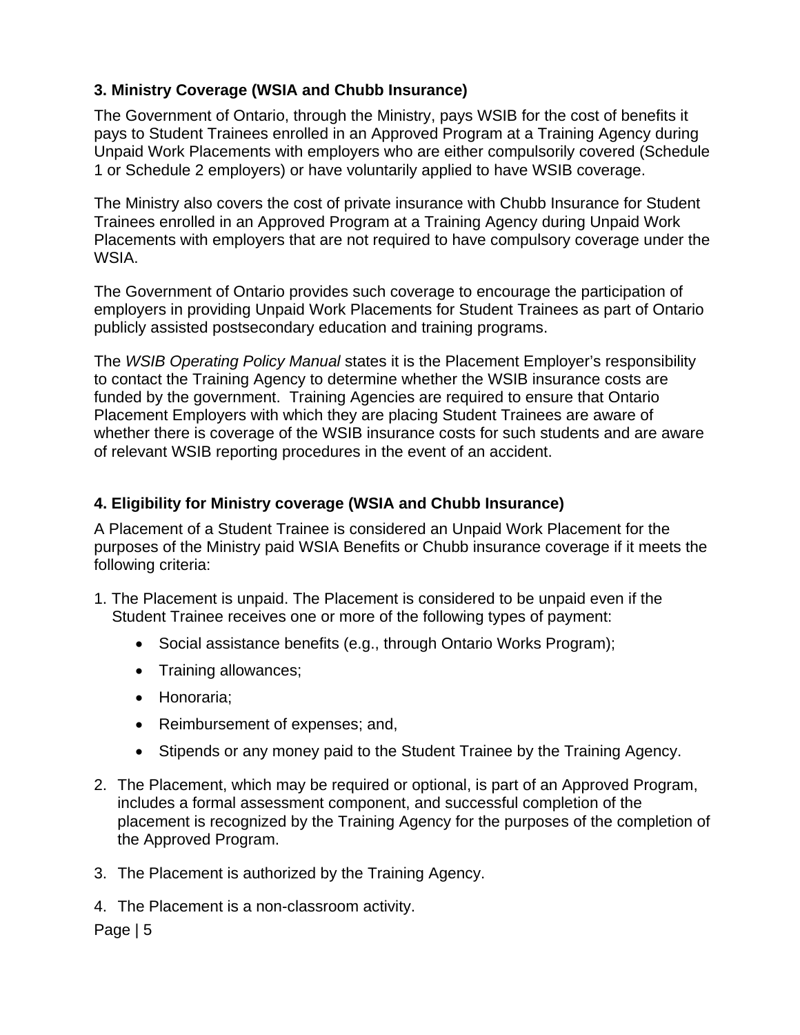### 3. Ministry Coverage (WSIA and Chubb Insurance)

The Government of Ontario, through the Ministry, pays WSIB for the cost of benefits it pays to Student Trainees enrolled in an Approved Program at a Training Agency during Unpaid Work Placements with employers who are either compulsorily covered (Schedule 1 or Schedule 2 employers) or have voluntarily applied to have WSIB coverage.

The Ministry also covers the cost of private insurance with Chubb Insurance for Student Trainees enrolled in an Approved Program at a Training Agency during Unpaid Work Placements with employers that are not required to have compulsory coverage under the WSIA.

The Government of Ontario provides such coverage to encourage the participation of employers in providing Unpaid Work Placements for Student Trainees as part of Ontario publicly assisted postsecondary education and training programs.

The *WSIB Operating Policy Manual* states it is the Placement Employer's responsibility to contact the Training Agency to determine whether the WSIB insurance costs are funded by the government. Training Agencies are required to ensure that Ontario Placement Employers with which they are placing Student Trainees are aware of whether there is coverage of the WSIB insurance costs for such students and are aware of relevant WSIB reporting procedures in the event of an accident.

### 4. Eligibility for Ministry coverage (WSIA and Chubb Insurance)

A Placement of a Student Trainee is considered an Unpaid Work Placement for the purposes of the Ministry paid WSIA Benefits or Chubb insurance coverage if it meets the following criteria:

1. The Placement is unpaid. The Placement is considered to be unpaid even if the Student Trainee receives one or more of the following types of payment:
   - Social assistance benefits (e.g., through Ontario Works Program);
   - Training allowances;
   - Honoraria;
   - Reimbursement of expenses; and,
   - Stipends or any money paid to the Student Trainee by the Training Agency.
2. The Placement, which may be required or optional, is part of an Approved Program, includes a formal assessment component, and successful completion of the placement is recognized by the Training Agency for the purposes of the completion of the Approved Program.
3. The Placement is authorized by the Training Agency.
4. The Placement is a non-classroom activity.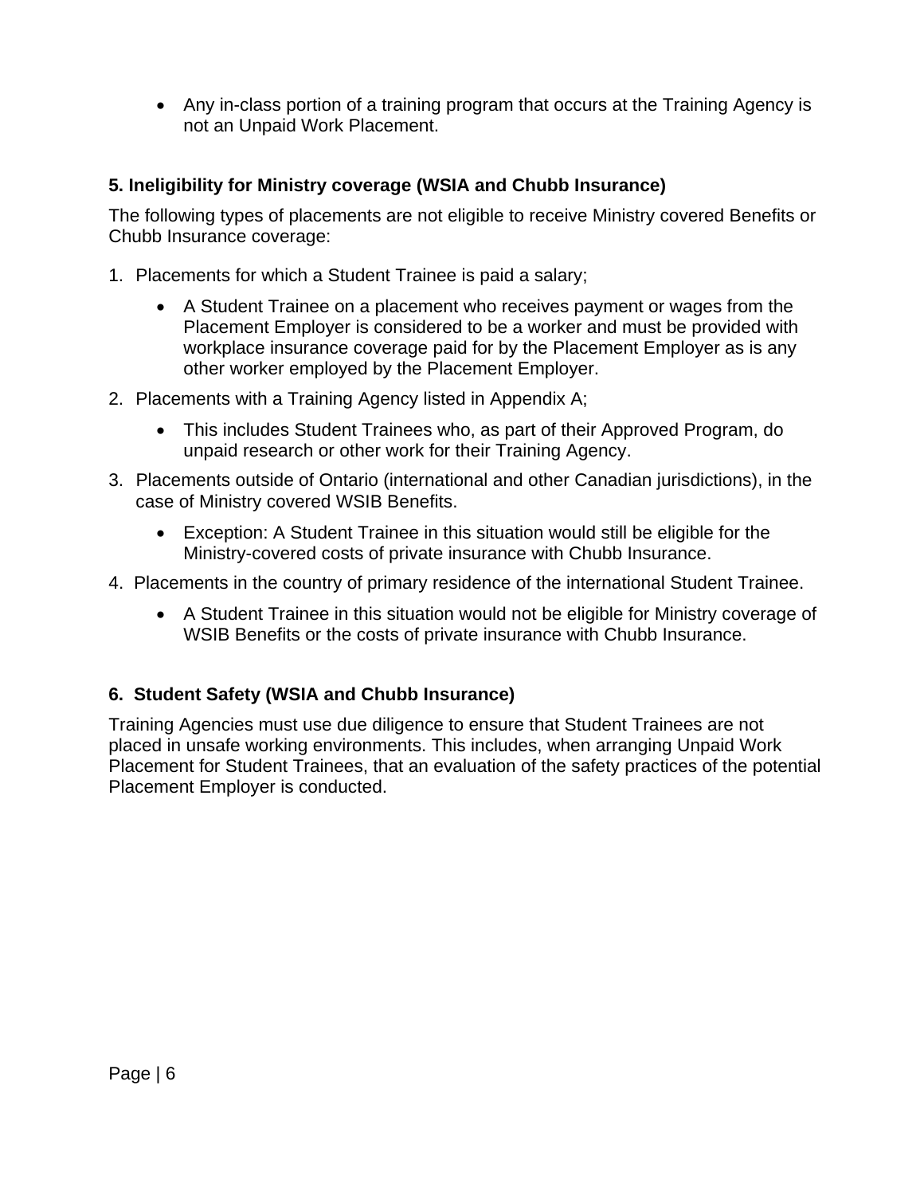- Any in-class portion of a training program that occurs at the Training Agency is not an Unpaid Work Placement.

### 5. Ineligibility for Ministry coverage (WSIA and Chubb Insurance)

The following types of placements are not eligible to receive Ministry covered Benefits or Chubb Insurance coverage:

1. Placements for which a Student Trainee is paid a salary;
   - A Student Trainee on a placement who receives payment or wages from the Placement Employer is considered to be a worker and must be provided with workplace insurance coverage paid for by the Placement Employer as is any other worker employed by the Placement Employer.
2. Placements with a Training Agency listed in Appendix A;
   - This includes Student Trainees who, as part of their Approved Program, do unpaid research or other work for their Training Agency.
3. Placements outside of Ontario (international and other Canadian jurisdictions), in the case of Ministry covered WSIB Benefits.
   - Exception: A Student Trainee in this situation would still be eligible for the Ministry-covered costs of private insurance with Chubb Insurance.
4. Placements in the country of primary residence of the international Student Trainee.
   - A Student Trainee in this situation would not be eligible for Ministry coverage of WSIB Benefits or the costs of private insurance with Chubb Insurance.

### 6. Student Safety (WSIA and Chubb Insurance)

Training Agencies must use due diligence to ensure that Student Trainees are not placed in unsafe working environments. This includes, when arranging Unpaid Work Placement for Student Trainees, that an evaluation of the safety practices of the potential Placement Employer is conducted.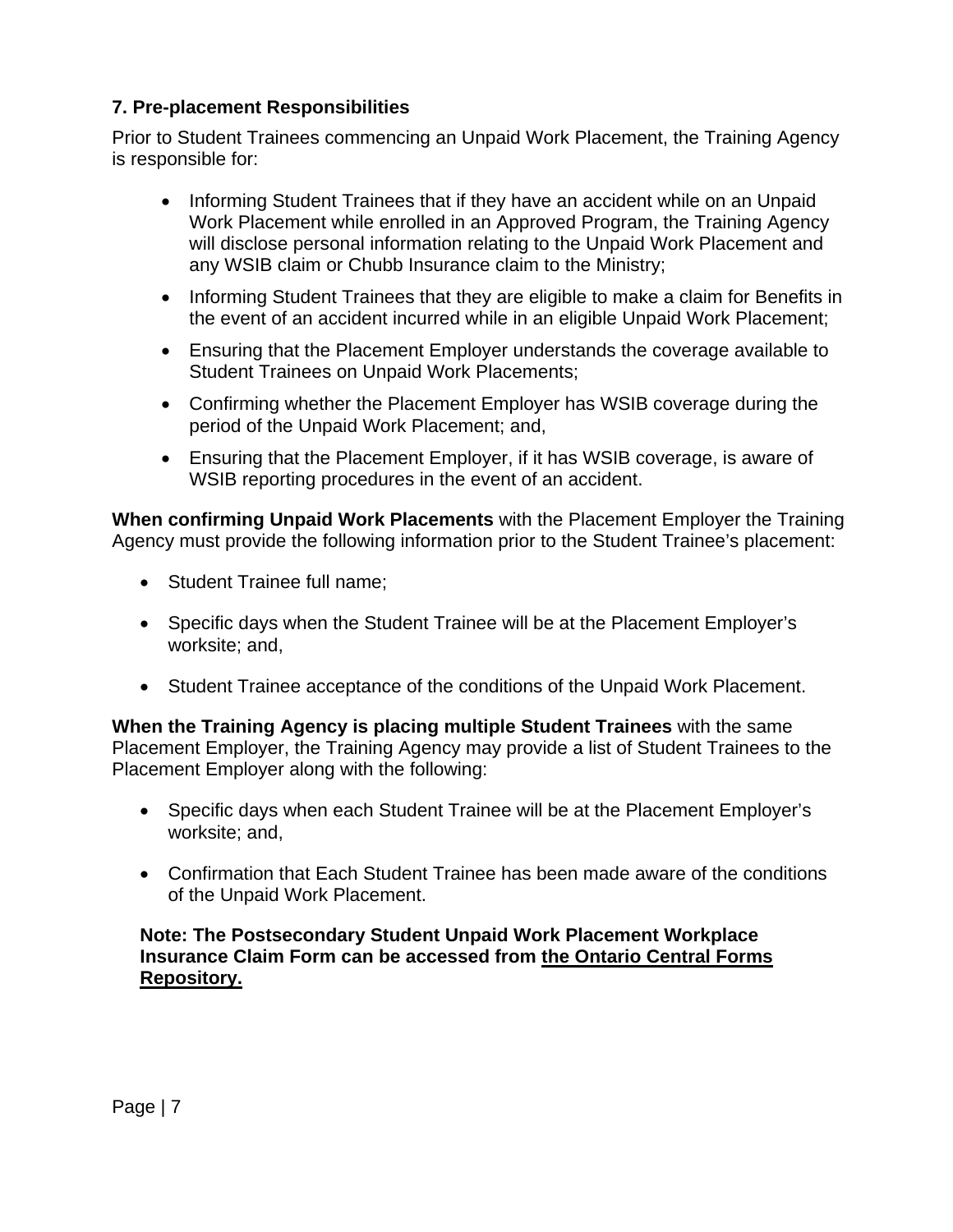## 7. Pre-placement Responsibilities

Prior to Student Trainees commencing an Unpaid Work Placement, the Training Agency is responsible for:

- Informing Student Trainees that if they have an accident while on an Unpaid Work Placement while enrolled in an Approved Program, the Training Agency will disclose personal information relating to the Unpaid Work Placement and any WSIB claim or Chubb Insurance claim to the Ministry;
- Informing Student Trainees that they are eligible to make a claim for Benefits in the event of an accident incurred while in an eligible Unpaid Work Placement;
- Ensuring that the Placement Employer understands the coverage available to Student Trainees on Unpaid Work Placements;
- Confirming whether the Placement Employer has WSIB coverage during the period of the Unpaid Work Placement; and,
- Ensuring that the Placement Employer, if it has WSIB coverage, is aware of WSIB reporting procedures in the event of an accident.

**When confirming Unpaid Work Placements** with the Placement Employer the Training Agency must provide the following information prior to the Student Trainee's placement:

- Student Trainee full name;
- Specific days when the Student Trainee will be at the Placement Employer's worksite; and,
- Student Trainee acceptance of the conditions of the Unpaid Work Placement.

**When the Training Agency is placing multiple Student Trainees** with the same Placement Employer, the Training Agency may provide a list of Student Trainees to the Placement Employer along with the following:

- Specific days when each Student Trainee will be at the Placement Employer's worksite; and,
- Confirmation that Each Student Trainee has been made aware of the conditions of the Unpaid Work Placement.

**Note: The Postsecondary Student Unpaid Work Placement Workplace Insurance Claim Form can be accessed from the Ontario Central Forms Repository.**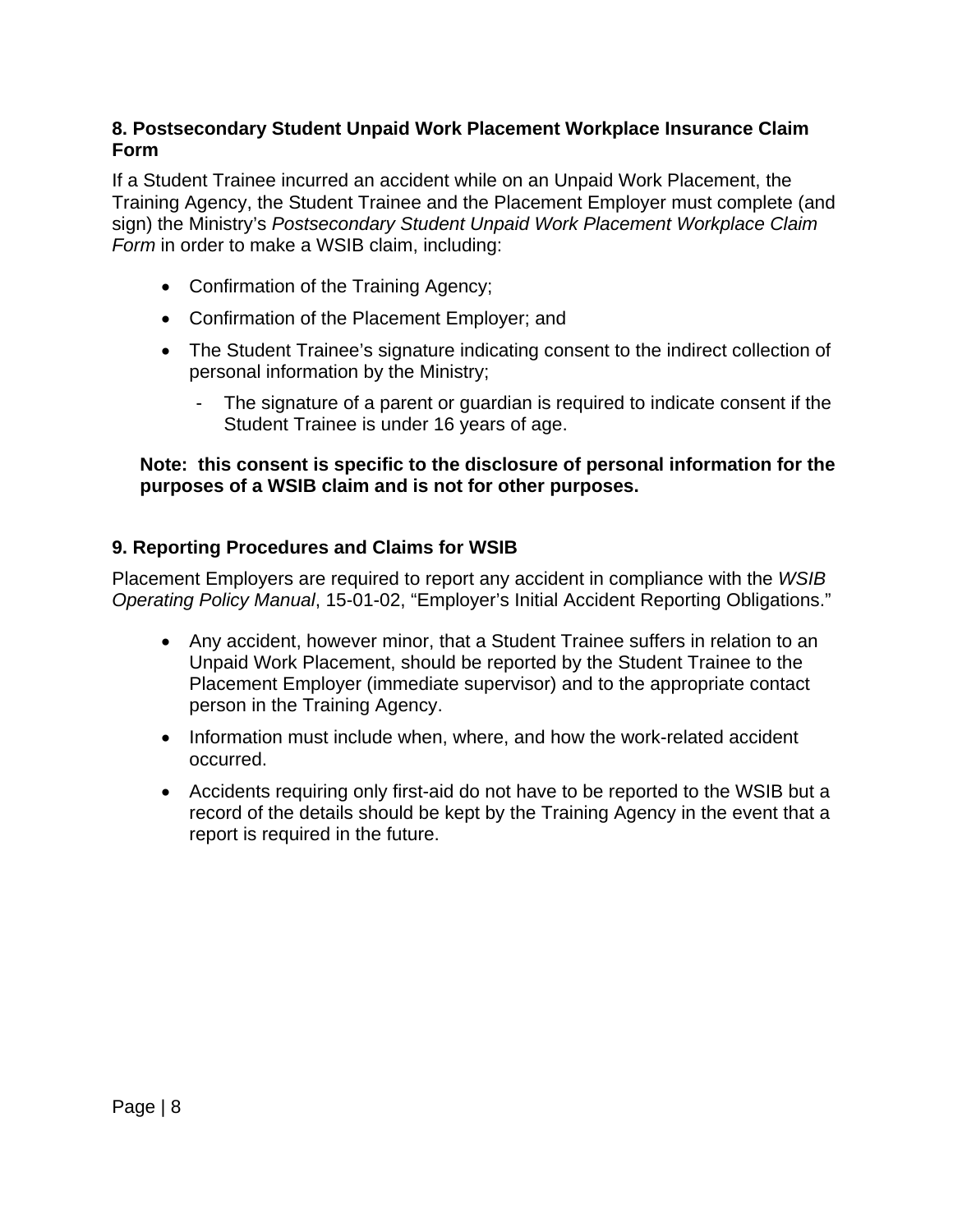## 8. Postsecondary Student Unpaid Work Placement Workplace Insurance Claim Form

If a Student Trainee incurred an accident while on an Unpaid Work Placement, the Training Agency, the Student Trainee and the Placement Employer must complete (and sign) the Ministry's *Postsecondary Student Unpaid Work Placement Workplace Claim Form* in order to make a WSIB claim, including:

- Confirmation of the Training Agency;
- Confirmation of the Placement Employer; and
- The Student Trainee's signature indicating consent to the indirect collection of personal information by the Ministry;
    - The signature of a parent or guardian is required to indicate consent if the Student Trainee is under 16 years of age.

**Note: this consent is specific to the disclosure of personal information for the purposes of a WSIB claim and is not for other purposes.**

## 9. Reporting Procedures and Claims for WSIB

Placement Employers are required to report any accident in compliance with the *WSIB Operating Policy Manual*, 15-01-02, "Employer's Initial Accident Reporting Obligations."

- Any accident, however minor, that a Student Trainee suffers in relation to an Unpaid Work Placement, should be reported by the Student Trainee to the Placement Employer (immediate supervisor) and to the appropriate contact person in the Training Agency.
- Information must include when, where, and how the work-related accident occurred.
- Accidents requiring only first-aid do not have to be reported to the WSIB but a record of the details should be kept by the Training Agency in the event that a report is required in the future.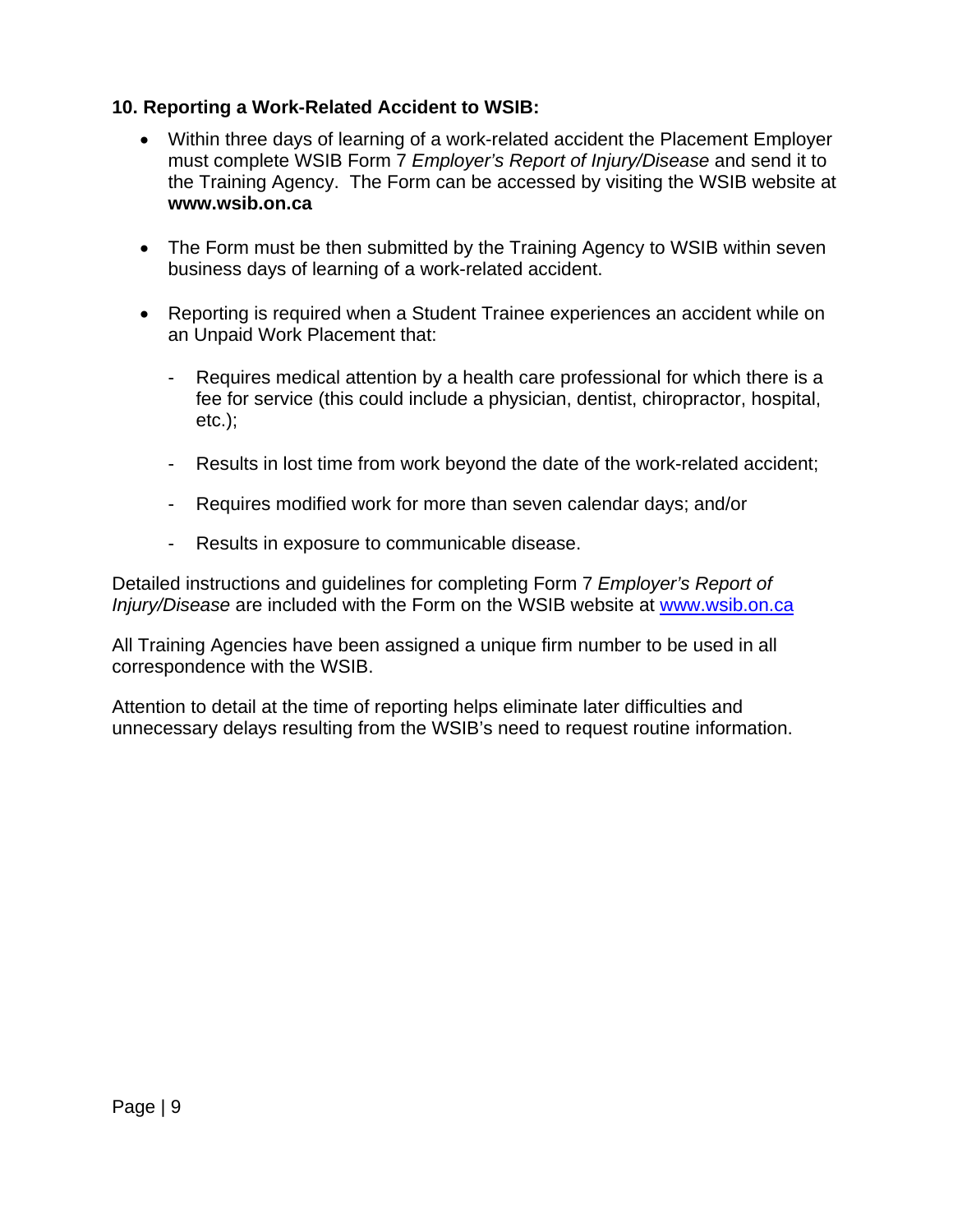## 10. Reporting a Work-Related Accident to WSIB:

- Within three days of learning of a work-related accident the Placement Employer must complete WSIB Form 7 *Employer's Report of Injury/Disease* and send it to the Training Agency. The Form can be accessed by visiting the WSIB website at **www.wsib.on.ca**

- The Form must be then submitted by the Training Agency to WSIB within seven business days of learning of a work-related accident.

- Reporting is required when a Student Trainee experiences an accident while on an Unpaid Work Placement that:

  - Requires medical attention by a health care professional for which there is a fee for service (this could include a physician, dentist, chiropractor, hospital, etc.);

  - Results in lost time from work beyond the date of the work-related accident;

  - Requires modified work for more than seven calendar days; and/or

  - Results in exposure to communicable disease.

Detailed instructions and guidelines for completing Form 7 *Employer's Report of Injury/Disease* are included with the Form on the WSIB website at [www.wsib.on.ca](http://www.wsib.on.ca)

All Training Agencies have been assigned a unique firm number to be used in all correspondence with the WSIB.

Attention to detail at the time of reporting helps eliminate later difficulties and unnecessary delays resulting from the WSIB's need to request routine information.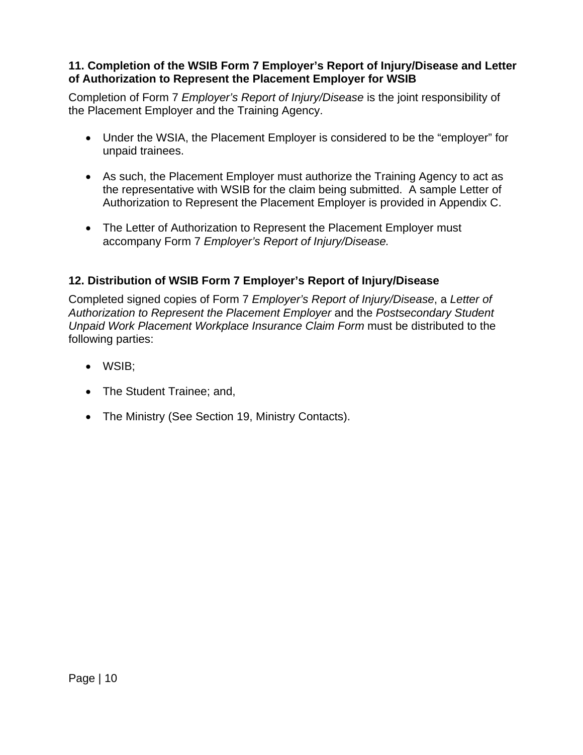### 11. Completion of the WSIB Form 7 Employer's Report of Injury/Disease and Letter of Authorization to Represent the Placement Employer for WSIB

Completion of Form 7 *Employer's Report of Injury/Disease* is the joint responsibility of the Placement Employer and the Training Agency.

- Under the WSIA, the Placement Employer is considered to be the "employer" for unpaid trainees.
- As such, the Placement Employer must authorize the Training Agency to act as the representative with WSIB for the claim being submitted. A sample Letter of Authorization to Represent the Placement Employer is provided in Appendix C.
- The Letter of Authorization to Represent the Placement Employer must accompany Form 7 *Employer's Report of Injury/Disease.*

### 12. Distribution of WSIB Form 7 Employer's Report of Injury/Disease

Completed signed copies of Form 7 *Employer's Report of Injury/Disease*, a *Letter of Authorization to Represent the Placement Employer* and the *Postsecondary Student Unpaid Work Placement Workplace Insurance Claim Form* must be distributed to the following parties:

- WSIB;
- The Student Trainee; and,
- The Ministry (See Section 19, Ministry Contacts).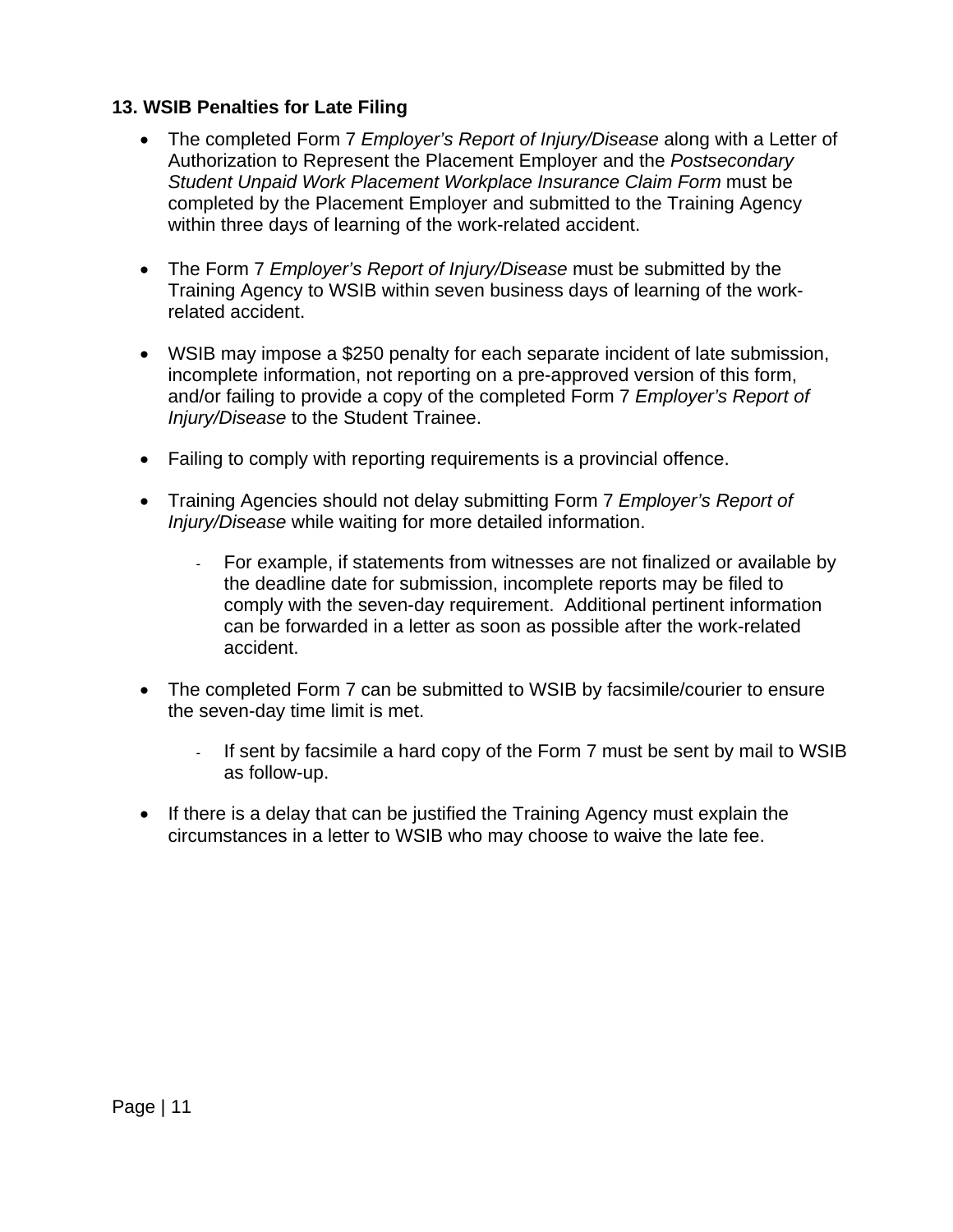### 13. WSIB Penalties for Late Filing

- The completed Form 7 *Employer's Report of Injury/Disease* along with a Letter of Authorization to Represent the Placement Employer and the *Postsecondary Student Unpaid Work Placement Workplace Insurance Claim Form* must be completed by the Placement Employer and submitted to the Training Agency within three days of learning of the work-related accident.

- The Form 7 *Employer's Report of Injury/Disease* must be submitted by the Training Agency to WSIB within seven business days of learning of the work-related accident.

- WSIB may impose a $250 penalty for each separate incident of late submission, incomplete information, not reporting on a pre-approved version of this form, and/or failing to provide a copy of the completed Form 7 *Employer's Report of Injury/Disease* to the Student Trainee.

- Failing to comply with reporting requirements is a provincial offence.

- Training Agencies should not delay submitting Form 7 *Employer's Report of Injury/Disease* while waiting for more detailed information.

  - For example, if statements from witnesses are not finalized or available by the deadline date for submission, incomplete reports may be filed to comply with the seven-day requirement. Additional pertinent information can be forwarded in a letter as soon as possible after the work-related accident.

- The completed Form 7 can be submitted to WSIB by facsimile/courier to ensure the seven-day time limit is met.

  - If sent by facsimile a hard copy of the Form 7 must be sent by mail to WSIB as follow-up.

- If there is a delay that can be justified the Training Agency must explain the circumstances in a letter to WSIB who may choose to waive the late fee.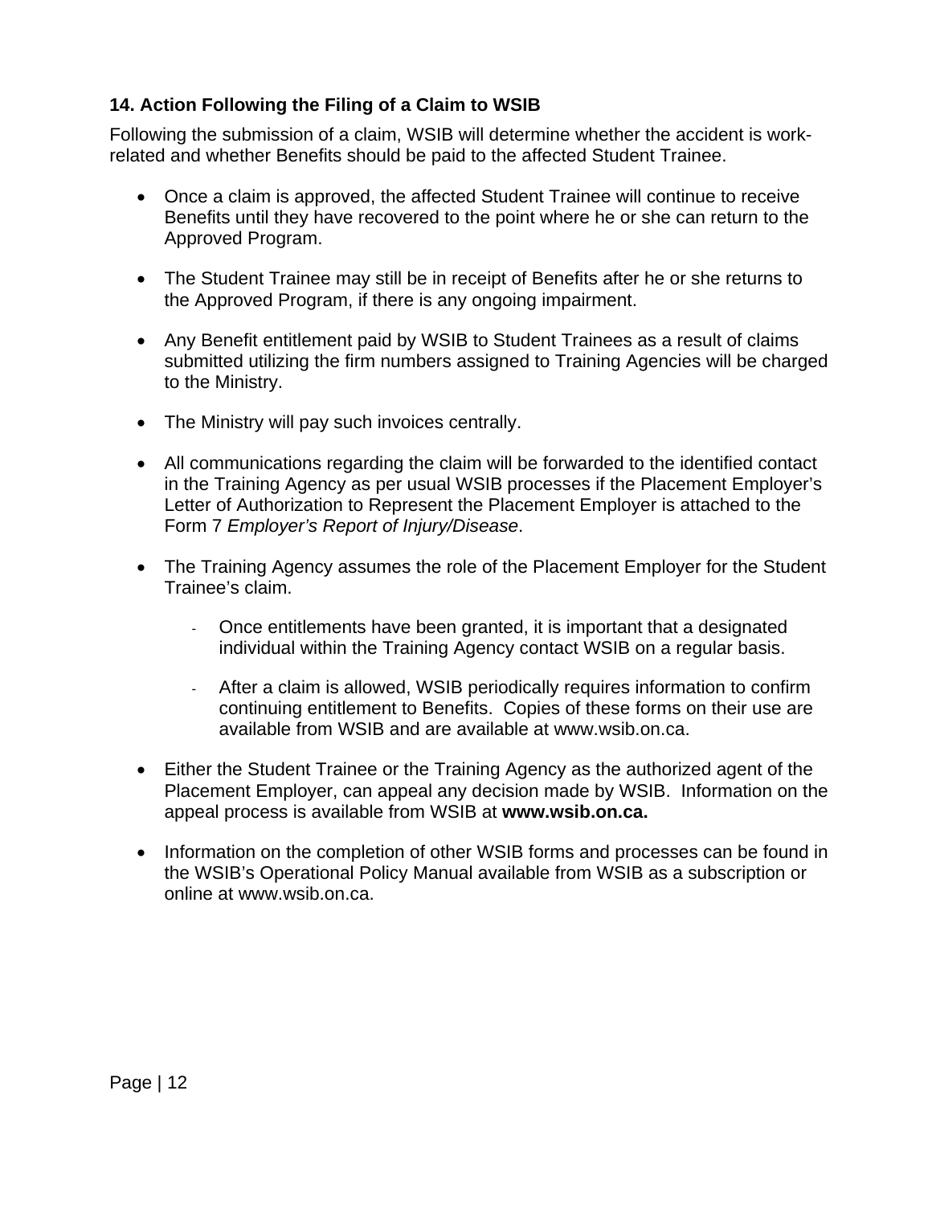### 14. Action Following the Filing of a Claim to WSIB

Following the submission of a claim, WSIB will determine whether the accident is work-related and whether Benefits should be paid to the affected Student Trainee.

- Once a claim is approved, the affected Student Trainee will continue to receive Benefits until they have recovered to the point where he or she can return to the Approved Program.

- The Student Trainee may still be in receipt of Benefits after he or she returns to the Approved Program, if there is any ongoing impairment.

- Any Benefit entitlement paid by WSIB to Student Trainees as a result of claims submitted utilizing the firm numbers assigned to Training Agencies will be charged to the Ministry.

- The Ministry will pay such invoices centrally.

- All communications regarding the claim will be forwarded to the identified contact in the Training Agency as per usual WSIB processes if the Placement Employer's Letter of Authorization to Represent the Placement Employer is attached to the Form 7 *Employer's Report of Injury/Disease*.

- The Training Agency assumes the role of the Placement Employer for the Student Trainee's claim.

    - Once entitlements have been granted, it is important that a designated individual within the Training Agency contact WSIB on a regular basis.

    - After a claim is allowed, WSIB periodically requires information to confirm continuing entitlement to Benefits. Copies of these forms on their use are available from WSIB and are available at www.wsib.on.ca.

- Either the Student Trainee or the Training Agency as the authorized agent of the Placement Employer, can appeal any decision made by WSIB. Information on the appeal process is available from WSIB at **www.wsib.on.ca.**

- Information on the completion of other WSIB forms and processes can be found in the WSIB's Operational Policy Manual available from WSIB as a subscription or online at www.wsib.on.ca.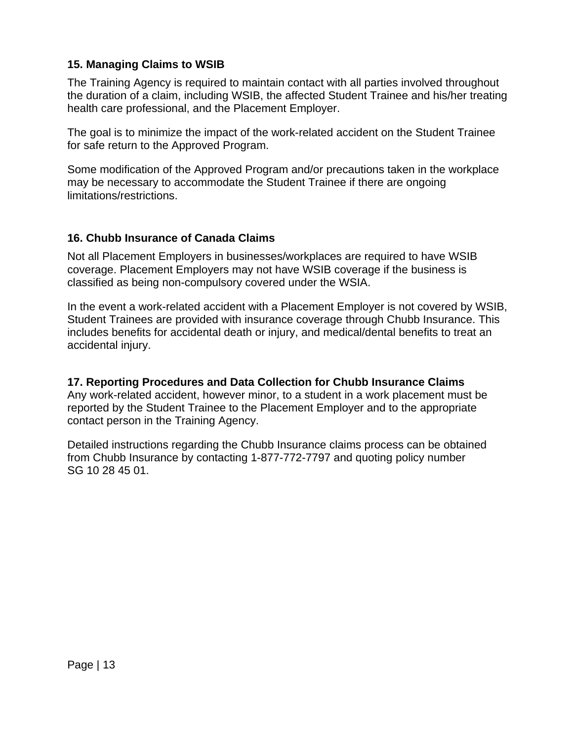## 15. Managing Claims to WSIB

The Training Agency is required to maintain contact with all parties involved throughout the duration of a claim, including WSIB, the affected Student Trainee and his/her treating health care professional, and the Placement Employer.

The goal is to minimize the impact of the work-related accident on the Student Trainee for safe return to the Approved Program.

Some modification of the Approved Program and/or precautions taken in the workplace may be necessary to accommodate the Student Trainee if there are ongoing limitations/restrictions.

## 16. Chubb Insurance of Canada Claims

Not all Placement Employers in businesses/workplaces are required to have WSIB coverage. Placement Employers may not have WSIB coverage if the business is classified as being non-compulsory covered under the WSIA.

In the event a work-related accident with a Placement Employer is not covered by WSIB, Student Trainees are provided with insurance coverage through Chubb Insurance. This includes benefits for accidental death or injury, and medical/dental benefits to treat an accidental injury.

## 17. Reporting Procedures and Data Collection for Chubb Insurance Claims

Any work-related accident, however minor, to a student in a work placement must be reported by the Student Trainee to the Placement Employer and to the appropriate contact person in the Training Agency.

Detailed instructions regarding the Chubb Insurance claims process can be obtained from Chubb Insurance by contacting 1-877-772-7797 and quoting policy number SG 10 28 45 01.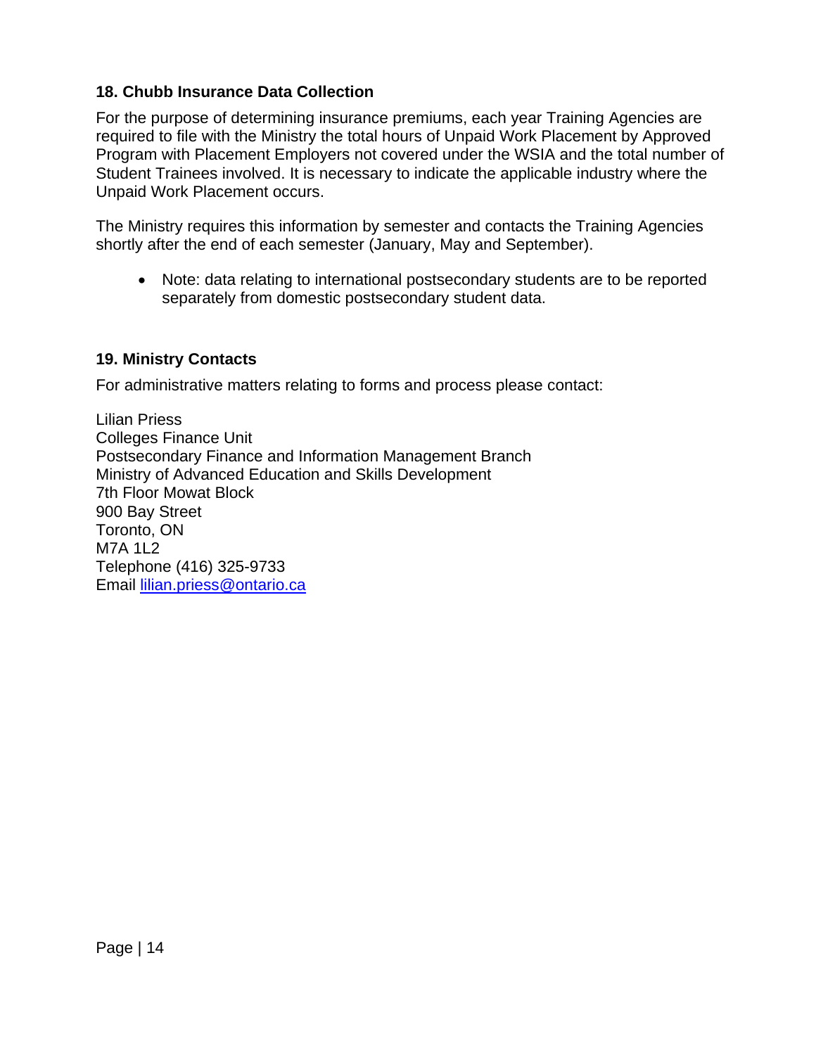## 18. Chubb Insurance Data Collection

For the purpose of determining insurance premiums, each year Training Agencies are required to file with the Ministry the total hours of Unpaid Work Placement by Approved Program with Placement Employers not covered under the WSIA and the total number of Student Trainees involved. It is necessary to indicate the applicable industry where the Unpaid Work Placement occurs.

The Ministry requires this information by semester and contacts the Training Agencies shortly after the end of each semester (January, May and September).

- Note: data relating to international postsecondary students are to be reported separately from domestic postsecondary student data.

## 19. Ministry Contacts

For administrative matters relating to forms and process please contact:

Lilian Priess
Colleges Finance Unit
Postsecondary Finance and Information Management Branch
Ministry of Advanced Education and Skills Development
7th Floor Mowat Block
900 Bay Street
Toronto, ON
M7A 1L2
Telephone (416) 325-9733
Email lilian.priess@ontario.ca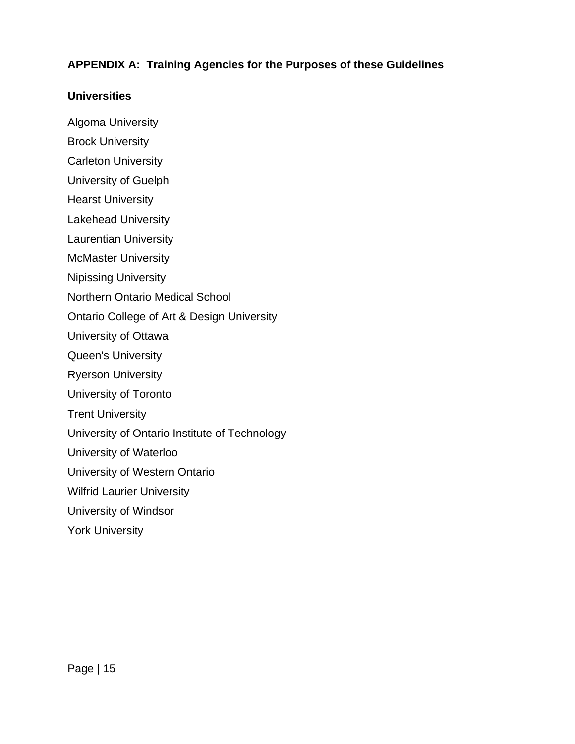## APPENDIX A: Training Agencies for the Purposes of these Guidelines

### Universities

Algoma University

Brock University

Carleton University

University of Guelph

Hearst University

Lakehead University

Laurentian University

McMaster University

Nipissing University

Northern Ontario Medical School

Ontario College of Art & Design University

University of Ottawa

Queen's University

Ryerson University

University of Toronto

Trent University

University of Ontario Institute of Technology

University of Waterloo

University of Western Ontario

Wilfrid Laurier University

University of Windsor

York University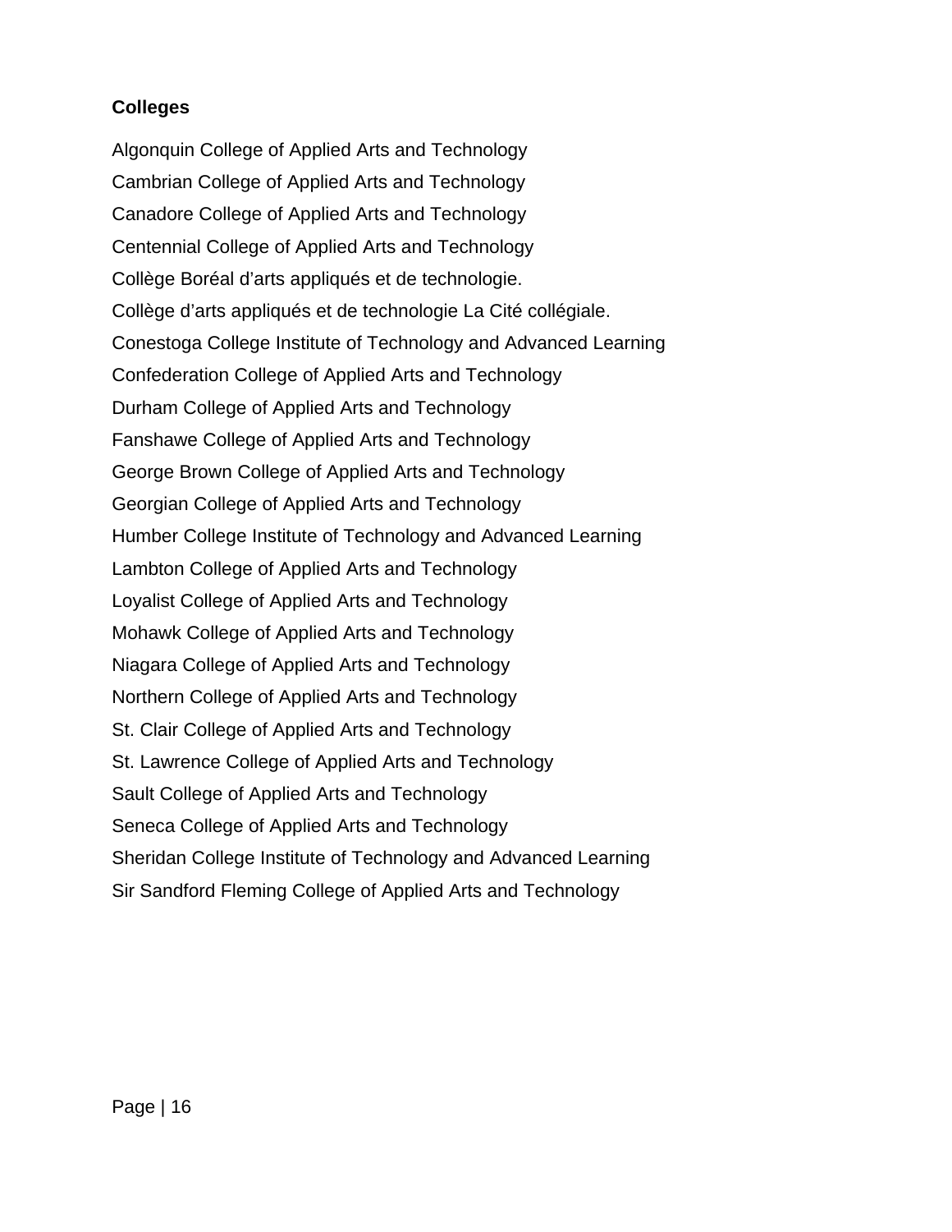**Colleges**

Algonquin College of Applied Arts and Technology

Cambrian College of Applied Arts and Technology

Canadore College of Applied Arts and Technology

Centennial College of Applied Arts and Technology

Collège Boréal d'arts appliqués et de technologie.

Collège d'arts appliqués et de technologie La Cité collégiale.

Conestoga College Institute of Technology and Advanced Learning

Confederation College of Applied Arts and Technology

Durham College of Applied Arts and Technology

Fanshawe College of Applied Arts and Technology

George Brown College of Applied Arts and Technology

Georgian College of Applied Arts and Technology

Humber College Institute of Technology and Advanced Learning

Lambton College of Applied Arts and Technology

Loyalist College of Applied Arts and Technology

Mohawk College of Applied Arts and Technology

Niagara College of Applied Arts and Technology

Northern College of Applied Arts and Technology

St. Clair College of Applied Arts and Technology

St. Lawrence College of Applied Arts and Technology

Sault College of Applied Arts and Technology

Seneca College of Applied Arts and Technology

Sheridan College Institute of Technology and Advanced Learning

Sir Sandford Fleming College of Applied Arts and Technology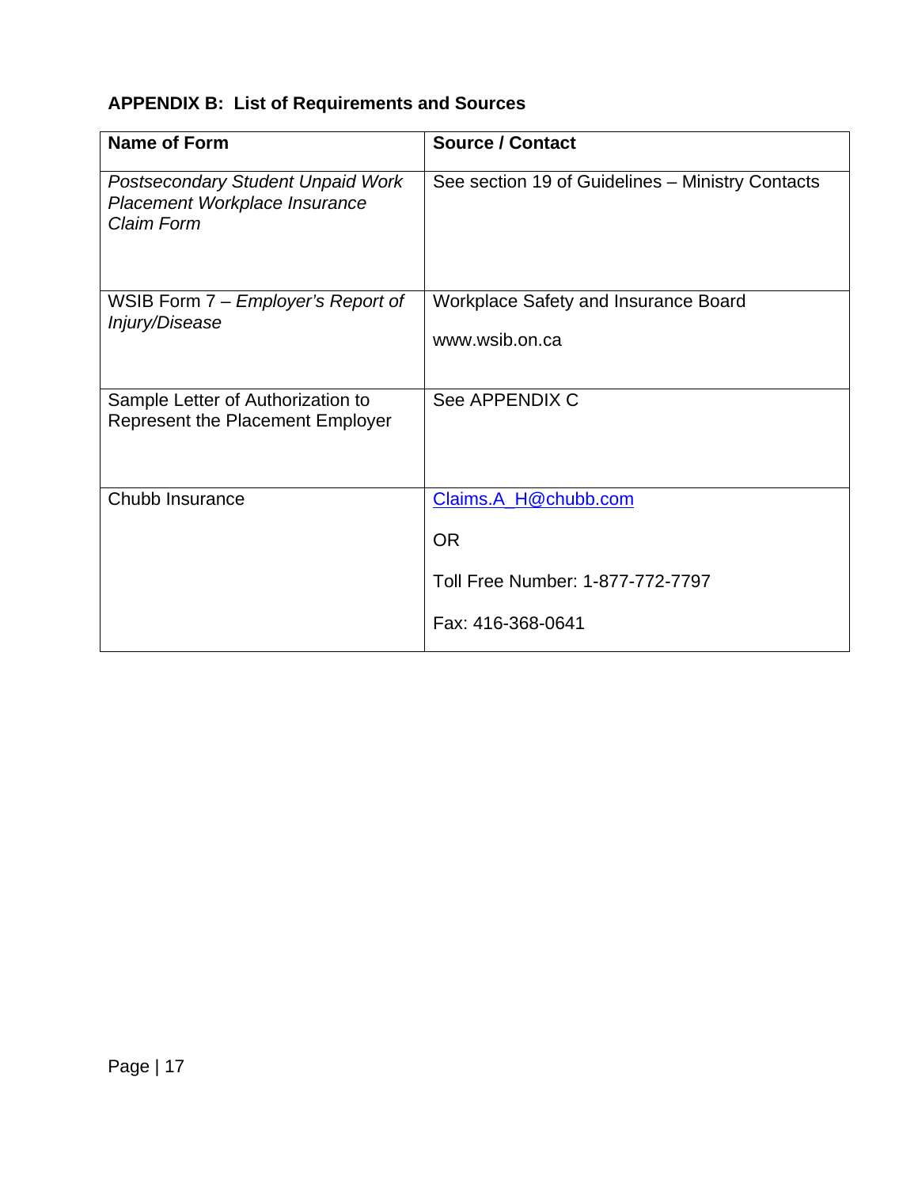## APPENDIX B: List of Requirements and Sources

| Name of Form | Source / Contact |
|---|---|
| *Postsecondary Student Unpaid Work Placement Workplace Insurance Claim Form* | See section 19 of Guidelines – Ministry Contacts |
| WSIB Form 7 – *Employer's Report of Injury/Disease* | Workplace Safety and Insurance Board<br><br>www.wsib.on.ca |
| Sample Letter of Authorization to Represent the Placement Employer | See APPENDIX C |
| Chubb Insurance | Claims.A_H@chubb.com<br><br>OR<br><br>Toll Free Number: 1-877-772-7797<br><br>Fax: 416-368-0641 |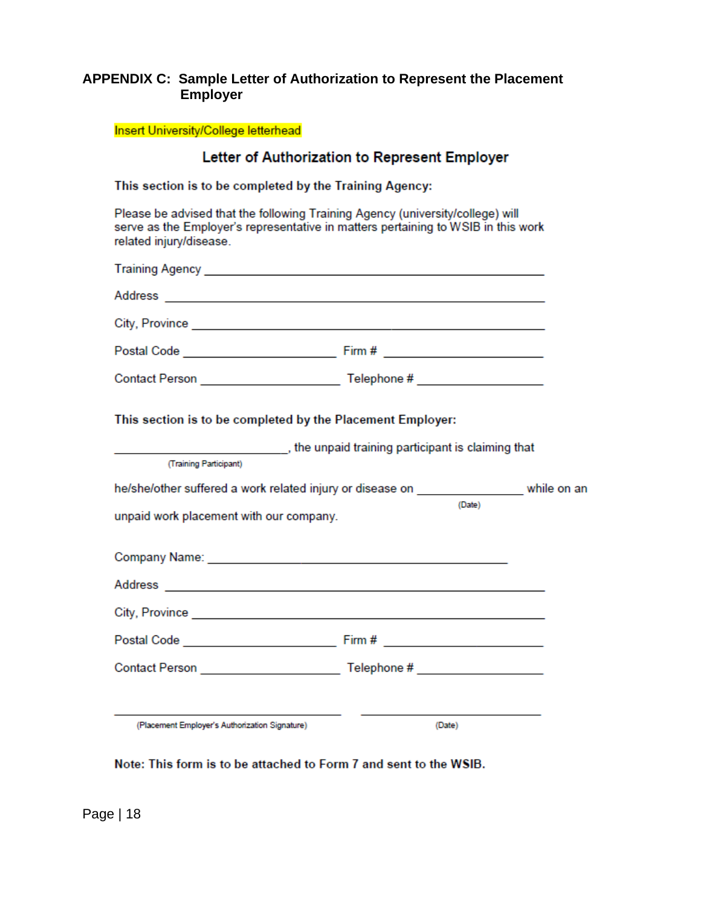## APPENDIX C: Sample Letter of Authorization to Represent the Placement Employer

Insert University/College letterhead

### Letter of Authorization to Represent Employer

**This section is to be completed by the Training Agency:**

Please be advised that the following Training Agency (university/college) will serve as the Employer's representative in matters pertaining to WSIB in this work related injury/disease.

Training Agency ______________________________________________

Address ______________________________________________

City, Province ______________________________________________

Postal Code ____________________ Firm # ____________________

Contact Person ____________________ Telephone # ____________________

**This section is to be completed by the Placement Employer:**

________________________, the unpaid training participant is claiming that
(Training Participant)

he/she/other suffered a work related injury or disease on ______________ while on an
(Date)

unpaid work placement with our company.

Company Name: ______________________________________________

Address ______________________________________________

City, Province ______________________________________________

Postal Code ____________________ Firm # ____________________

Contact Person ____________________ Telephone # ____________________

______________________________ ______________________
(Placement Employer's Authorization Signature) (Date)

**Note: This form is to be attached to Form 7 and sent to the WSIB.**